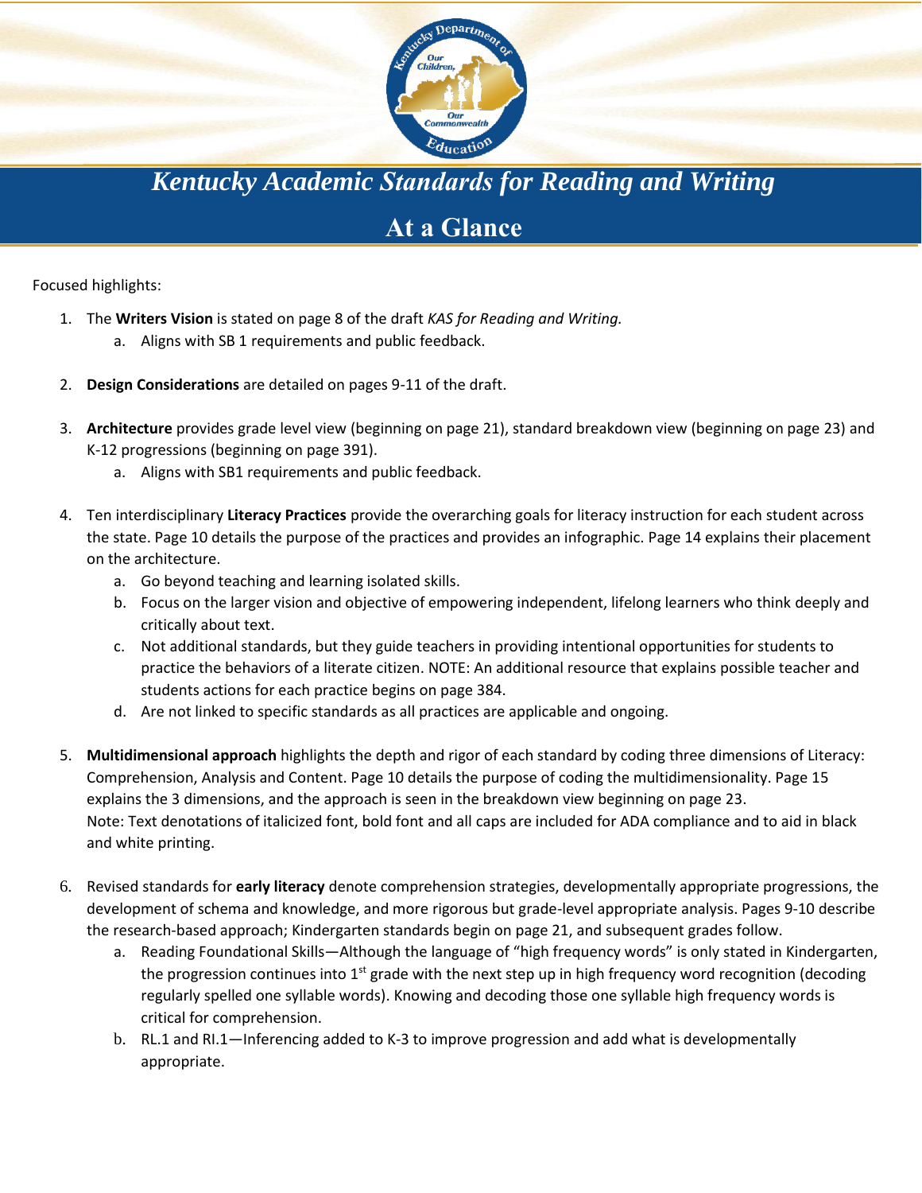# *Kentucky Academic Standards for Reading and Writing*

## At a Glance

Focused highlights:

1. The **Writers Vision** is stated on page 8 of the draft *KAS for Reading and Writing.*
   a. Aligns with SB 1 requirements and public feedback.

2. **Design Considerations** are detailed on pages 9-11 of the draft.

3. **Architecture** provides grade level view (beginning on page 21), standard breakdown view (beginning on page 23) and K-12 progressions (beginning on page 391).
   a. Aligns with SB1 requirements and public feedback.

4. Ten interdisciplinary **Literacy Practices** provide the overarching goals for literacy instruction for each student across the state. Page 10 details the purpose of the practices and provides an infographic. Page 14 explains their placement on the architecture.
   a. Go beyond teaching and learning isolated skills.
   b. Focus on the larger vision and objective of empowering independent, lifelong learners who think deeply and critically about text.
   c. Not additional standards, but they guide teachers in providing intentional opportunities for students to practice the behaviors of a literate citizen. NOTE: An additional resource that explains possible teacher and students actions for each practice begins on page 384.
   d. Are not linked to specific standards as all practices are applicable and ongoing.

5. **Multidimensional approach** highlights the depth and rigor of each standard by coding three dimensions of Literacy: Comprehension, Analysis and Content. Page 10 details the purpose of coding the multidimensionality. Page 15 explains the 3 dimensions, and the approach is seen in the breakdown view beginning on page 23.
   Note: Text denotations of italicized font, bold font and all caps are included for ADA compliance and to aid in black and white printing.

6. Revised standards for **early literacy** denote comprehension strategies, developmentally appropriate progressions, the development of schema and knowledge, and more rigorous but grade-level appropriate analysis. Pages 9-10 describe the research-based approach; Kindergarten standards begin on page 21, and subsequent grades follow.
   a. Reading Foundational Skills—Although the language of "high frequency words" is only stated in Kindergarten, the progression continues into 1st grade with the next step up in high frequency word recognition (decoding regularly spelled one syllable words). Knowing and decoding those one syllable high frequency words is critical for comprehension.
   b. RL.1 and RI.1—Inferencing added to K-3 to improve progression and add what is developmentally appropriate.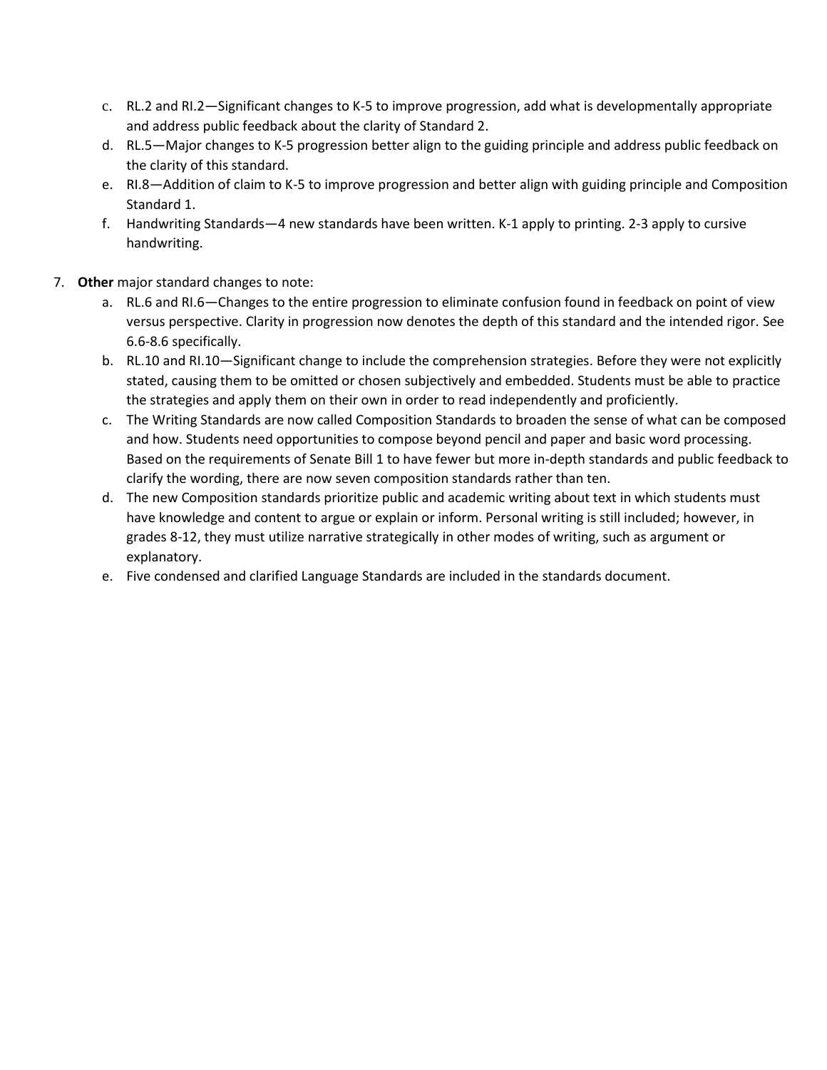c. RL.2 and RI.2—Significant changes to K-5 to improve progression, add what is developmentally appropriate and address public feedback about the clarity of Standard 2.
d. RL.5—Major changes to K-5 progression better align to the guiding principle and address public feedback on the clarity of this standard.
e. RI.8—Addition of claim to K-5 to improve progression and better align with guiding principle and Composition Standard 1.
f. Handwriting Standards—4 new standards have been written. K-1 apply to printing. 2-3 apply to cursive handwriting.

7. **Other** major standard changes to note:
   a. RL.6 and RI.6—Changes to the entire progression to eliminate confusion found in feedback on point of view versus perspective. Clarity in progression now denotes the depth of this standard and the intended rigor. See 6.6-8.6 specifically.
   b. RL.10 and RI.10—Significant change to include the comprehension strategies. Before they were not explicitly stated, causing them to be omitted or chosen subjectively and embedded. Students must be able to practice the strategies and apply them on their own in order to read independently and proficiently.
   c. The Writing Standards are now called Composition Standards to broaden the sense of what can be composed and how. Students need opportunities to compose beyond pencil and paper and basic word processing. Based on the requirements of Senate Bill 1 to have fewer but more in-depth standards and public feedback to clarify the wording, there are now seven composition standards rather than ten.
   d. The new Composition standards prioritize public and academic writing about text in which students must have knowledge and content to argue or explain or inform. Personal writing is still included; however, in grades 8-12, they must utilize narrative strategically in other modes of writing, such as argument or explanatory.
   e. Five condensed and clarified Language Standards are included in the standards document.